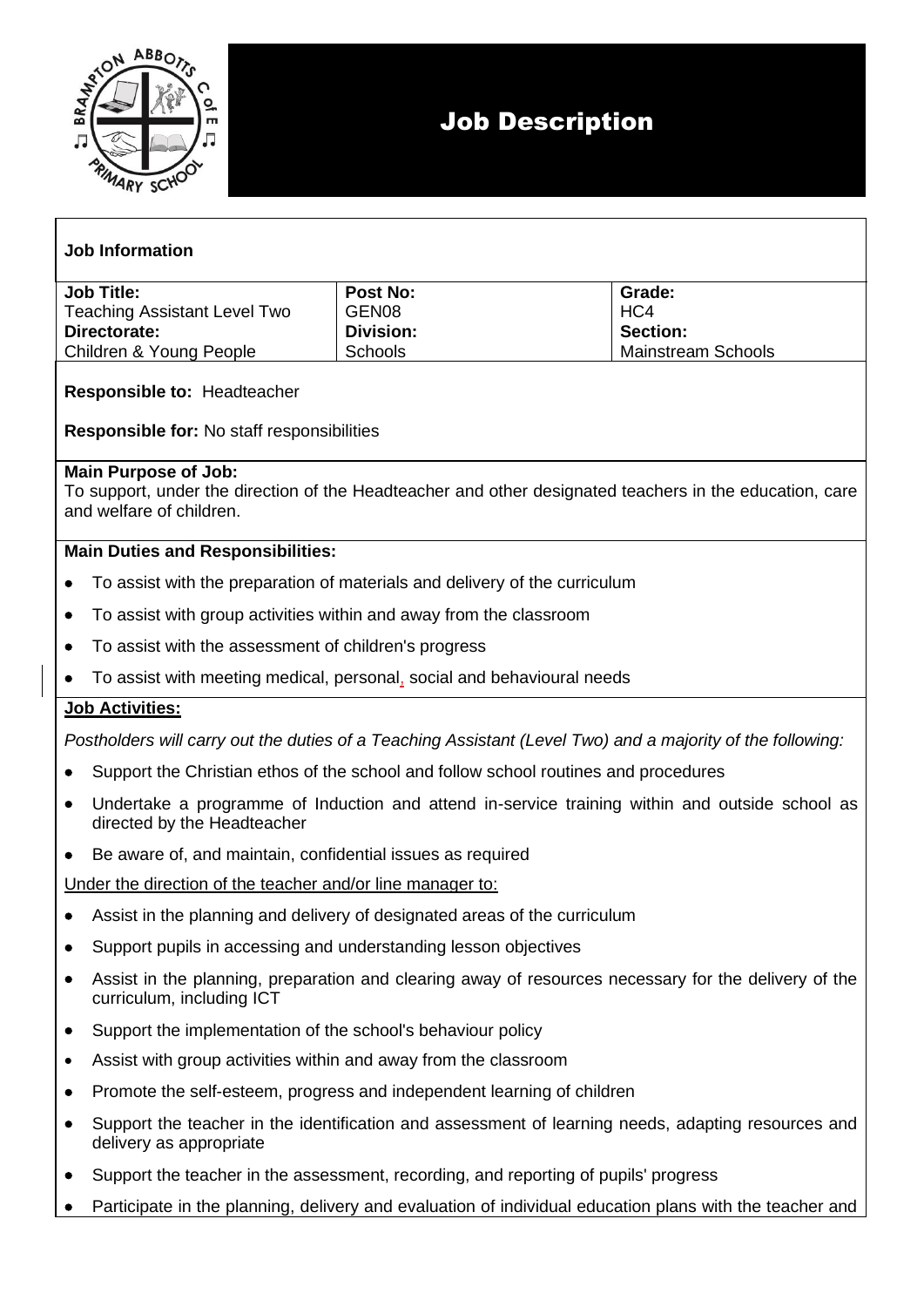# Job Description

## Job Information

| Job Title: | Post No: | Grade: |
| --- | --- | --- |
| Teaching Assistant Level Two | GEN08 | HC4 |
| **Directorate:** | **Division:** | **Section:** |
| Children & Young People | Schools | Mainstream Schools |

**Responsible to:** Headteacher

**Responsible for:** No staff responsibilities

**Main Purpose of Job:**
To support, under the direction of the Headteacher and other designated teachers in the education, care and welfare of children.

**Main Duties and Responsibilities:**

- To assist with the preparation of materials and delivery of the curriculum
- To assist with group activities within and away from the classroom
- To assist with the assessment of children's progress
- To assist with meeting medical, personal, social and behavioural needs

**Job Activities:**

*Postholders will carry out the duties of a Teaching Assistant (Level Two) and a majority of the following:*

- Support the Christian ethos of the school and follow school routines and procedures
- Undertake a programme of Induction and attend in-service training within and outside school as directed by the Headteacher
- Be aware of, and maintain, confidential issues as required

Under the direction of the teacher and/or line manager to:

- Assist in the planning and delivery of designated areas of the curriculum
- Support pupils in accessing and understanding lesson objectives
- Assist in the planning, preparation and clearing away of resources necessary for the delivery of the curriculum, including ICT
- Support the implementation of the school's behaviour policy
- Assist with group activities within and away from the classroom
- Promote the self-esteem, progress and independent learning of children
- Support the teacher in the identification and assessment of learning needs, adapting resources and delivery as appropriate
- Support the teacher in the assessment, recording, and reporting of pupils' progress
- Participate in the planning, delivery and evaluation of individual education plans with the teacher and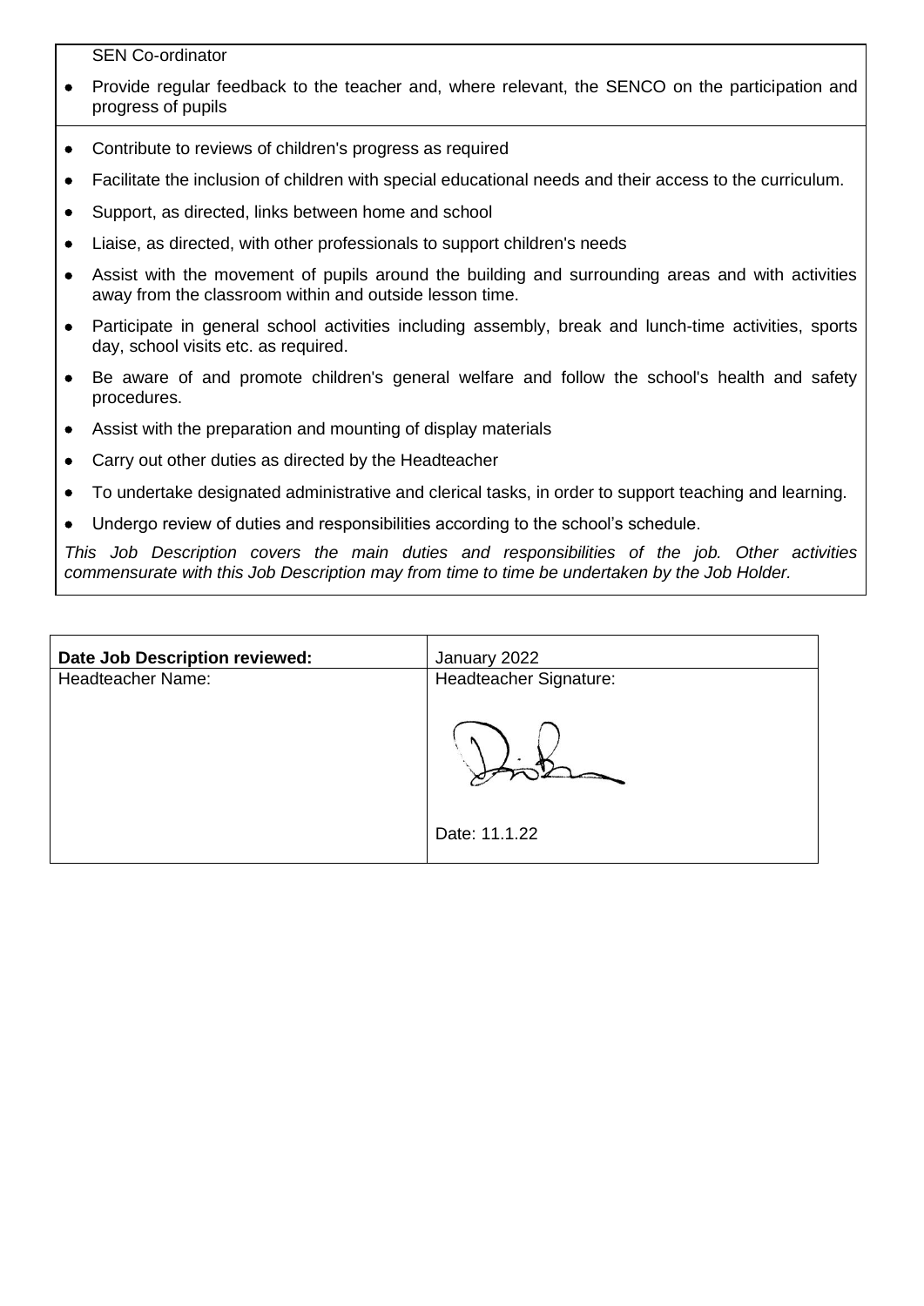SEN Co-ordinator

- Provide regular feedback to the teacher and, where relevant, the SENCO on the participation and progress of pupils
- Contribute to reviews of children's progress as required
- Facilitate the inclusion of children with special educational needs and their access to the curriculum.
- Support, as directed, links between home and school
- Liaise, as directed, with other professionals to support children's needs
- Assist with the movement of pupils around the building and surrounding areas and with activities away from the classroom within and outside lesson time.
- Participate in general school activities including assembly, break and lunch-time activities, sports day, school visits etc. as required.
- Be aware of and promote children's general welfare and follow the school's health and safety procedures.
- Assist with the preparation and mounting of display materials
- Carry out other duties as directed by the Headteacher
- To undertake designated administrative and clerical tasks, in order to support teaching and learning.
- Undergo review of duties and responsibilities according to the school's schedule.

*This Job Description covers the main duties and responsibilities of the job. Other activities commensurate with this Job Description may from time to time be undertaken by the Job Holder.*

| **Date Job Description reviewed:** | January 2022 |
|---|---|
| Headteacher Name: | Headteacher Signature:<br><br>Date: 11.1.22 |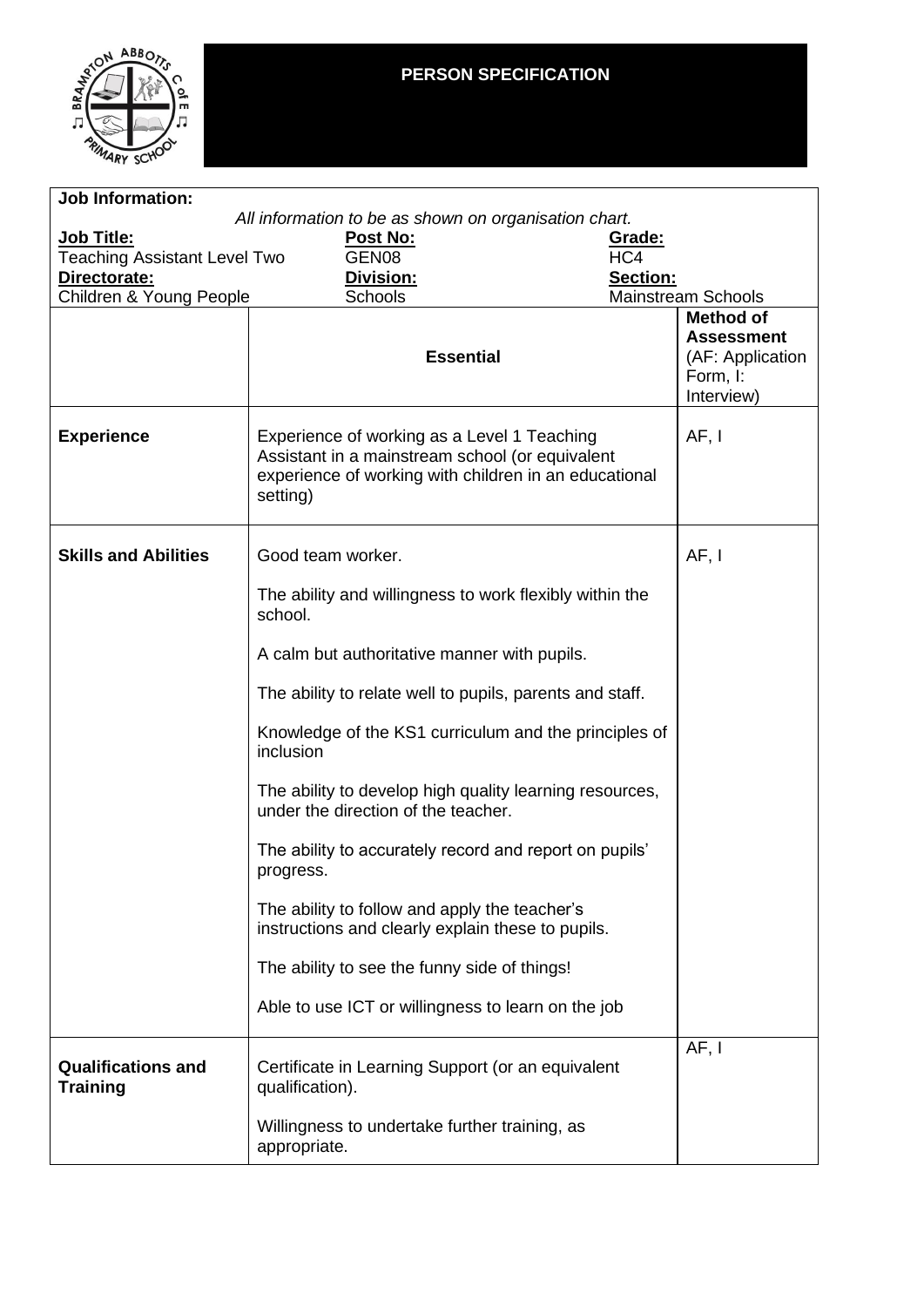# PERSON SPECIFICATION

**Job Information:**

*All information to be as shown on organisation chart.*

| **Job Title:** | **Post No:** | **Grade:** |
|---|---|---|
| Teaching Assistant Level Two | GEN08 | HC4 |
| **Directorate:** | **Division:** | **Section:** |
| Children & Young People | Schools | Mainstream Schools |

| | **Essential** | **Method of Assessment** (AF: Application Form, I: Interview) |
|---|---|---|
| **Experience** | Experience of working as a Level 1 Teaching Assistant in a mainstream school (or equivalent experience of working with children in an educational setting) | AF, I |
| **Skills and Abilities** | Good team worker.<br><br>The ability and willingness to work flexibly within the school.<br><br>A calm but authoritative manner with pupils.<br><br>The ability to relate well to pupils, parents and staff.<br><br>Knowledge of the KS1 curriculum and the principles of inclusion<br><br>The ability to develop high quality learning resources, under the direction of the teacher.<br><br>The ability to accurately record and report on pupils' progress.<br><br>The ability to follow and apply the teacher's instructions and clearly explain these to pupils.<br><br>The ability to see the funny side of things!<br><br>Able to use ICT or willingness to learn on the job | AF, I |
| **Qualifications and Training** | Certificate in Learning Support (or an equivalent qualification).<br><br>Willingness to undertake further training, as appropriate. | AF, I |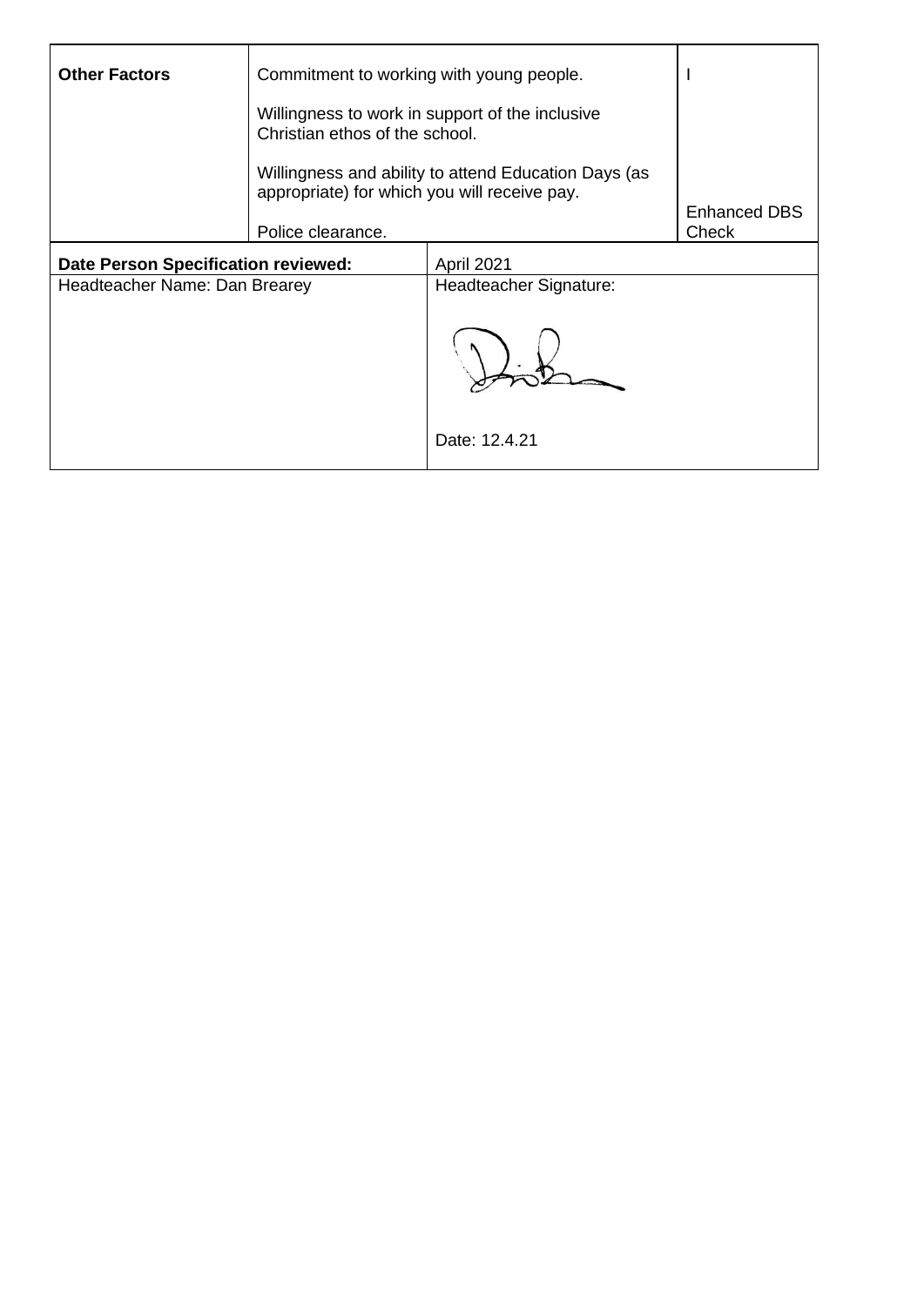| | | |
|---|---|---|
| **Other Factors** | Commitment to working with young people.<br><br>Willingness to work in support of the inclusive Christian ethos of the school.<br><br>Willingness and ability to attend Education Days (as appropriate) for which you will receive pay.<br><br>Police clearance. | I<br><br><br><br><br><br>Enhanced DBS Check |

| | |
|---|---|
| **Date Person Specification reviewed:** | April 2021 |
| Headteacher Name: Dan Brearey | Headteacher Signature:<br><br>Date: 12.4.21 |